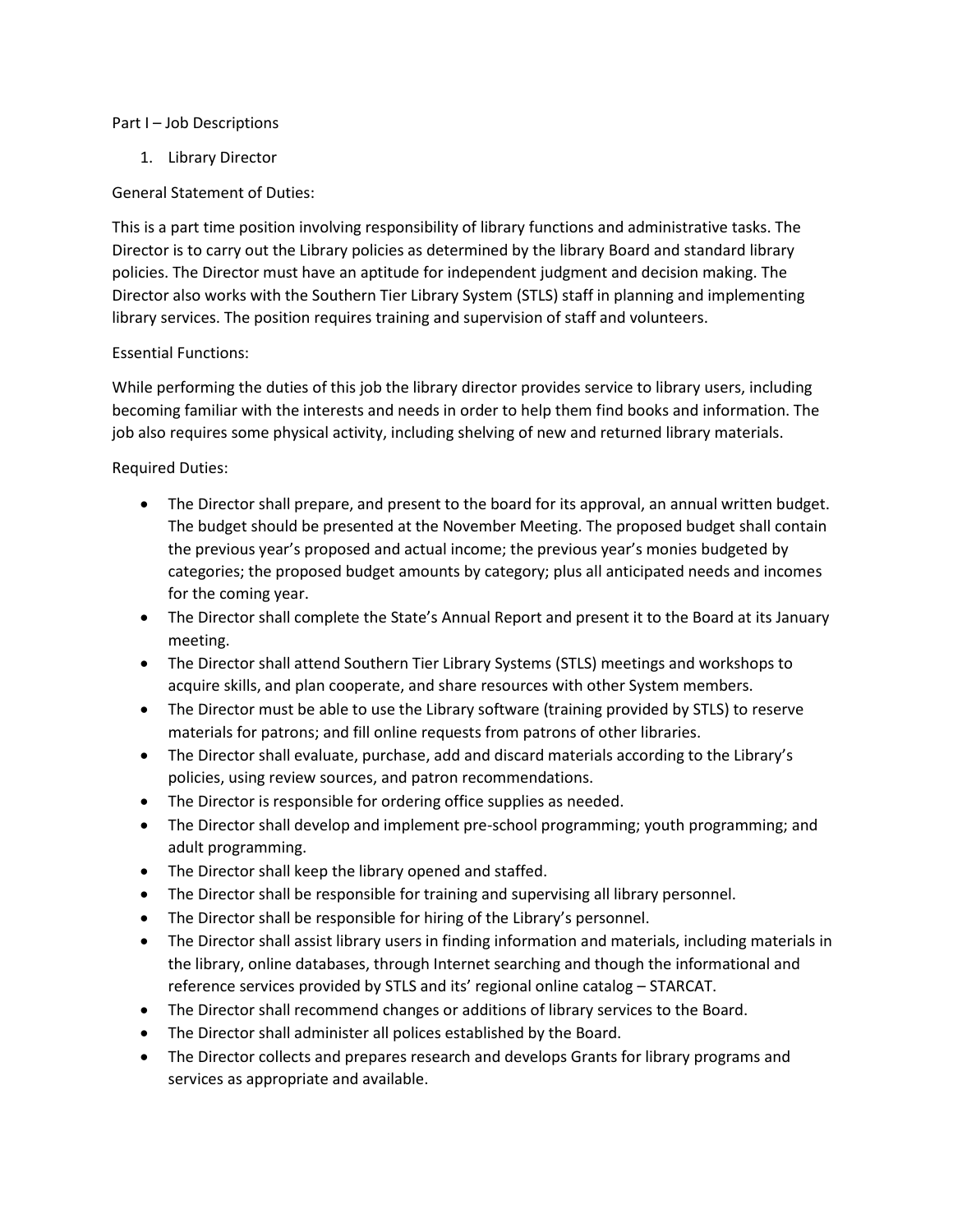Part I – Job Descriptions

1. Library Director

General Statement of Duties:

This is a part time position involving responsibility of library functions and administrative tasks. The Director is to carry out the Library policies as determined by the library Board and standard library policies. The Director must have an aptitude for independent judgment and decision making. The Director also works with the Southern Tier Library System (STLS) staff in planning and implementing library services. The position requires training and supervision of staff and volunteers.

Essential Functions:

While performing the duties of this job the library director provides service to library users, including becoming familiar with the interests and needs in order to help them find books and information. The job also requires some physical activity, including shelving of new and returned library materials.

Required Duties:

- The Director shall prepare, and present to the board for its approval, an annual written budget. The budget should be presented at the November Meeting. The proposed budget shall contain the previous year's proposed and actual income; the previous year's monies budgeted by categories; the proposed budget amounts by category; plus all anticipated needs and incomes for the coming year.
- The Director shall complete the State's Annual Report and present it to the Board at its January meeting.
- The Director shall attend Southern Tier Library Systems (STLS) meetings and workshops to acquire skills, and plan cooperate, and share resources with other System members.
- The Director must be able to use the Library software (training provided by STLS) to reserve materials for patrons; and fill online requests from patrons of other libraries.
- The Director shall evaluate, purchase, add and discard materials according to the Library's policies, using review sources, and patron recommendations.
- The Director is responsible for ordering office supplies as needed.
- The Director shall develop and implement pre-school programming; youth programming; and adult programming.
- The Director shall keep the library opened and staffed.
- The Director shall be responsible for training and supervising all library personnel.
- The Director shall be responsible for hiring of the Library's personnel.
- The Director shall assist library users in finding information and materials, including materials in the library, online databases, through Internet searching and though the informational and reference services provided by STLS and its' regional online catalog – STARCAT.
- The Director shall recommend changes or additions of library services to the Board.
- The Director shall administer all polices established by the Board.
- The Director collects and prepares research and develops Grants for library programs and services as appropriate and available.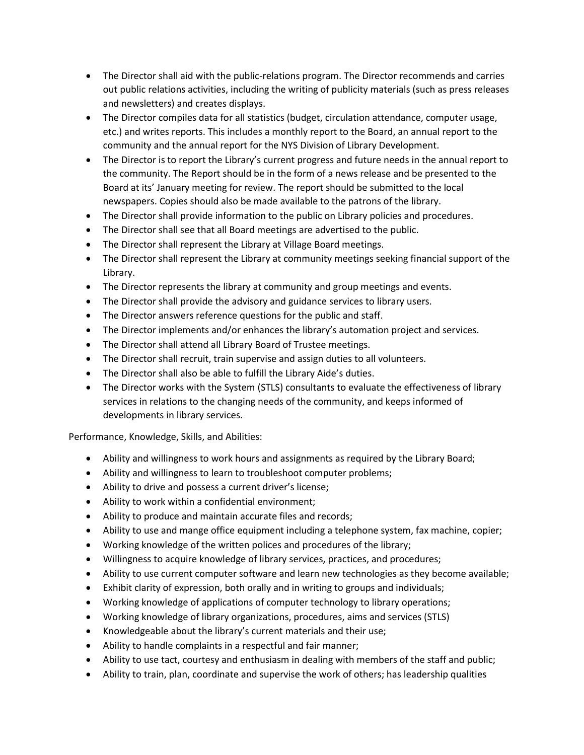- The Director shall aid with the public-relations program. The Director recommends and carries out public relations activities, including the writing of publicity materials (such as press releases and newsletters) and creates displays.
- The Director compiles data for all statistics (budget, circulation attendance, computer usage, etc.) and writes reports. This includes a monthly report to the Board, an annual report to the community and the annual report for the NYS Division of Library Development.
- The Director is to report the Library's current progress and future needs in the annual report to the community. The Report should be in the form of a news release and be presented to the Board at its' January meeting for review. The report should be submitted to the local newspapers. Copies should also be made available to the patrons of the library.
- The Director shall provide information to the public on Library policies and procedures.
- The Director shall see that all Board meetings are advertised to the public.
- The Director shall represent the Library at Village Board meetings.
- The Director shall represent the Library at community meetings seeking financial support of the Library.
- The Director represents the library at community and group meetings and events.
- The Director shall provide the advisory and guidance services to library users.
- The Director answers reference questions for the public and staff.
- The Director implements and/or enhances the library's automation project and services.
- The Director shall attend all Library Board of Trustee meetings.
- The Director shall recruit, train supervise and assign duties to all volunteers.
- The Director shall also be able to fulfill the Library Aide's duties.
- The Director works with the System (STLS) consultants to evaluate the effectiveness of library services in relations to the changing needs of the community, and keeps informed of developments in library services.

Performance, Knowledge, Skills, and Abilities:

- Ability and willingness to work hours and assignments as required by the Library Board;
- Ability and willingness to learn to troubleshoot computer problems;
- Ability to drive and possess a current driver's license;
- Ability to work within a confidential environment;
- Ability to produce and maintain accurate files and records;
- Ability to use and mange office equipment including a telephone system, fax machine, copier;
- Working knowledge of the written polices and procedures of the library;
- Willingness to acquire knowledge of library services, practices, and procedures;
- Ability to use current computer software and learn new technologies as they become available;
- Exhibit clarity of expression, both orally and in writing to groups and individuals;
- Working knowledge of applications of computer technology to library operations;
- Working knowledge of library organizations, procedures, aims and services (STLS)
- Knowledgeable about the library's current materials and their use;
- Ability to handle complaints in a respectful and fair manner;
- Ability to use tact, courtesy and enthusiasm in dealing with members of the staff and public;
- Ability to train, plan, coordinate and supervise the work of others; has leadership qualities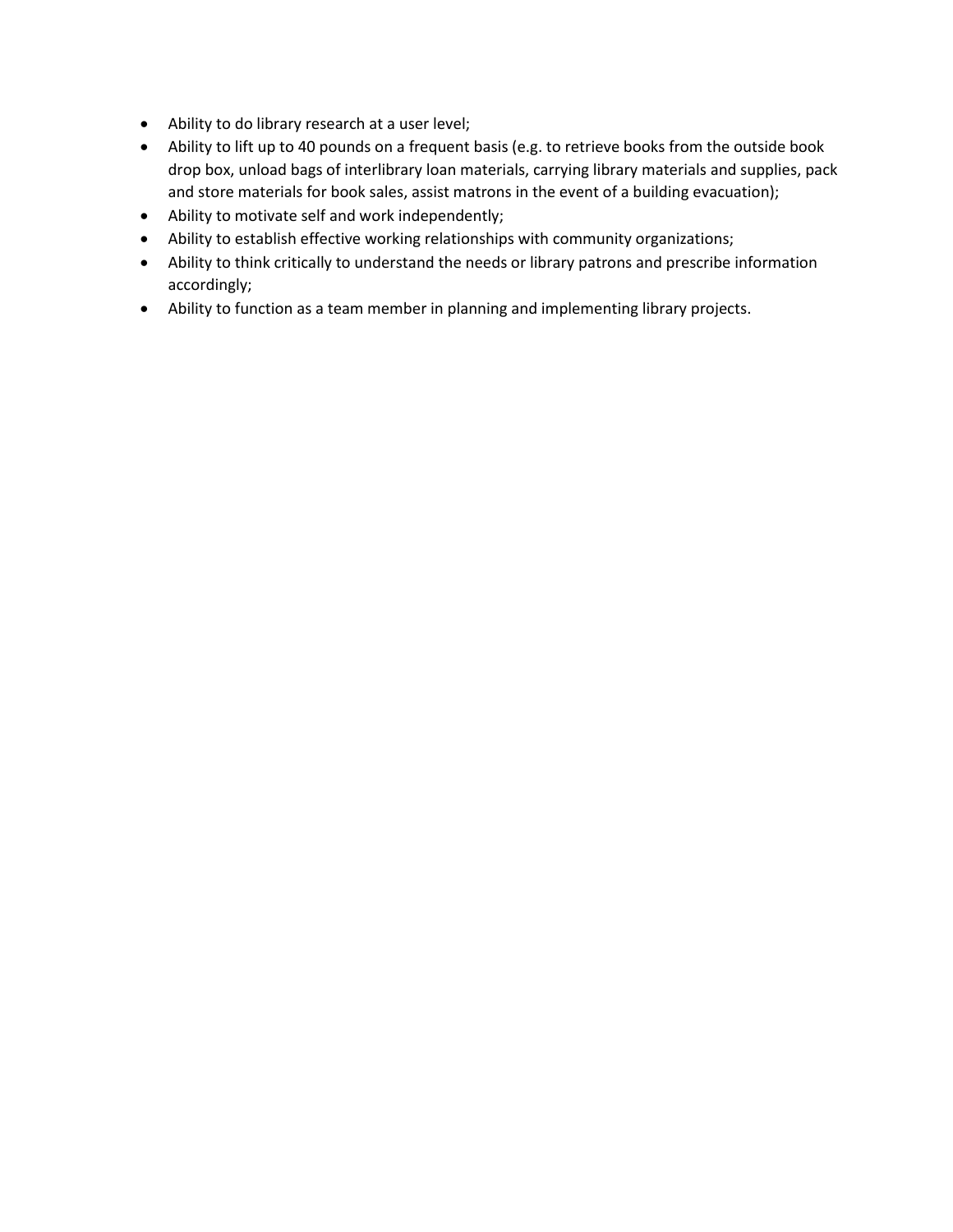- Ability to do library research at a user level;
- Ability to lift up to 40 pounds on a frequent basis (e.g. to retrieve books from the outside book drop box, unload bags of interlibrary loan materials, carrying library materials and supplies, pack and store materials for book sales, assist matrons in the event of a building evacuation);
- Ability to motivate self and work independently;
- Ability to establish effective working relationships with community organizations;
- Ability to think critically to understand the needs or library patrons and prescribe information accordingly;
- Ability to function as a team member in planning and implementing library projects.